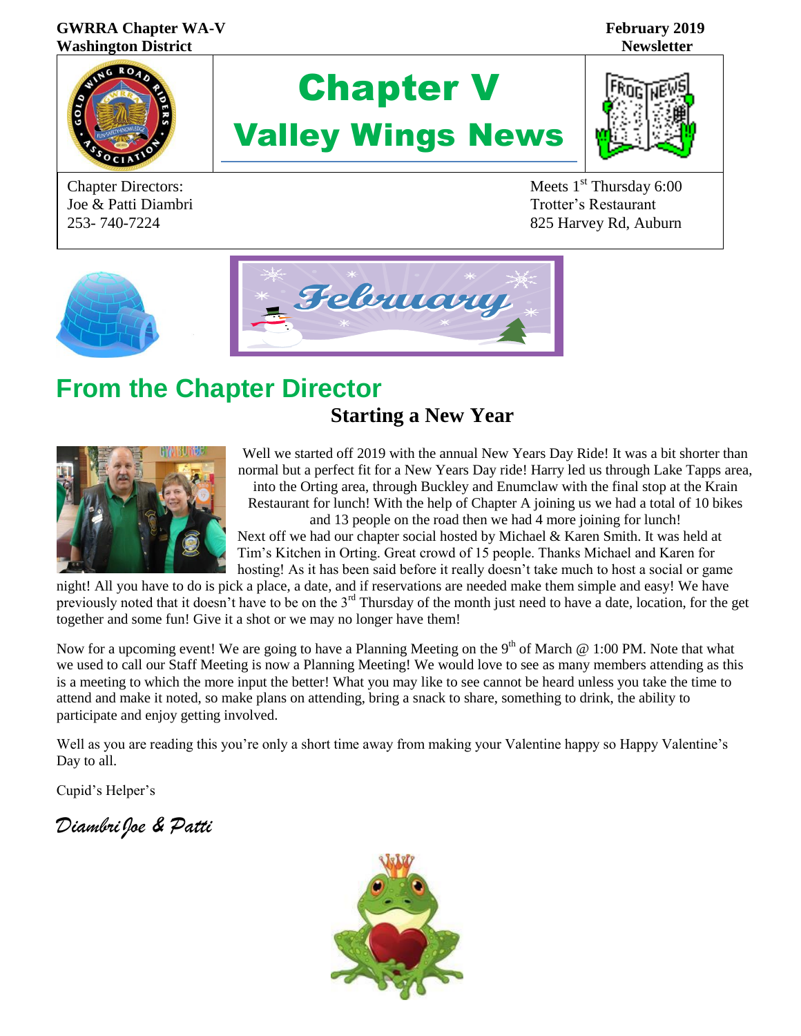**GWRRA Chapter WA-V**
**Washington District**

**February 2019**
**Newsletter**

# Chapter V
# Valley Wings News

Chapter Directors:
Joe & Patti Diambri
253- 740-7224

Meets 1st Thursday 6:00
Trotter's Restaurant
825 Harvey Rd, Auburn

February

## From the Chapter Director

### Starting a New Year

Well we started off 2019 with the annual New Years Day Ride! It was a bit shorter than normal but a perfect fit for a New Years Day ride! Harry led us through Lake Tapps area, into the Orting area, through Buckley and Enumclaw with the final stop at the Krain Restaurant for lunch! With the help of Chapter A joining us we had a total of 10 bikes and 13 people on the road then we had 4 more joining for lunch!

Next off we had our chapter social hosted by Michael & Karen Smith. It was held at Tim's Kitchen in Orting. Great crowd of 15 people. Thanks Michael and Karen for hosting! As it has been said before it really doesn't take much to host a social or game night! All you have to do is pick a place, a date, and if reservations are needed make them simple and easy! We have previously noted that it doesn't have to be on the 3rd Thursday of the month just need to have a date, location, for the get together and some fun! Give it a shot or we may no longer have them!

Now for a upcoming event! We are going to have a Planning Meeting on the 9th of March @ 1:00 PM. Note that what we used to call our Staff Meeting is now a Planning Meeting! We would love to see as many members attending as this is a meeting to which the more input the better! What you may like to see cannot be heard unless you take the time to attend and make it noted, so make plans on attending, bring a snack to share, something to drink, the ability to participate and enjoy getting involved.

Well as you are reading this you're only a short time away from making your Valentine happy so Happy Valentine's Day to all.

Cupid's Helper's

*Diambri Joe & Patti*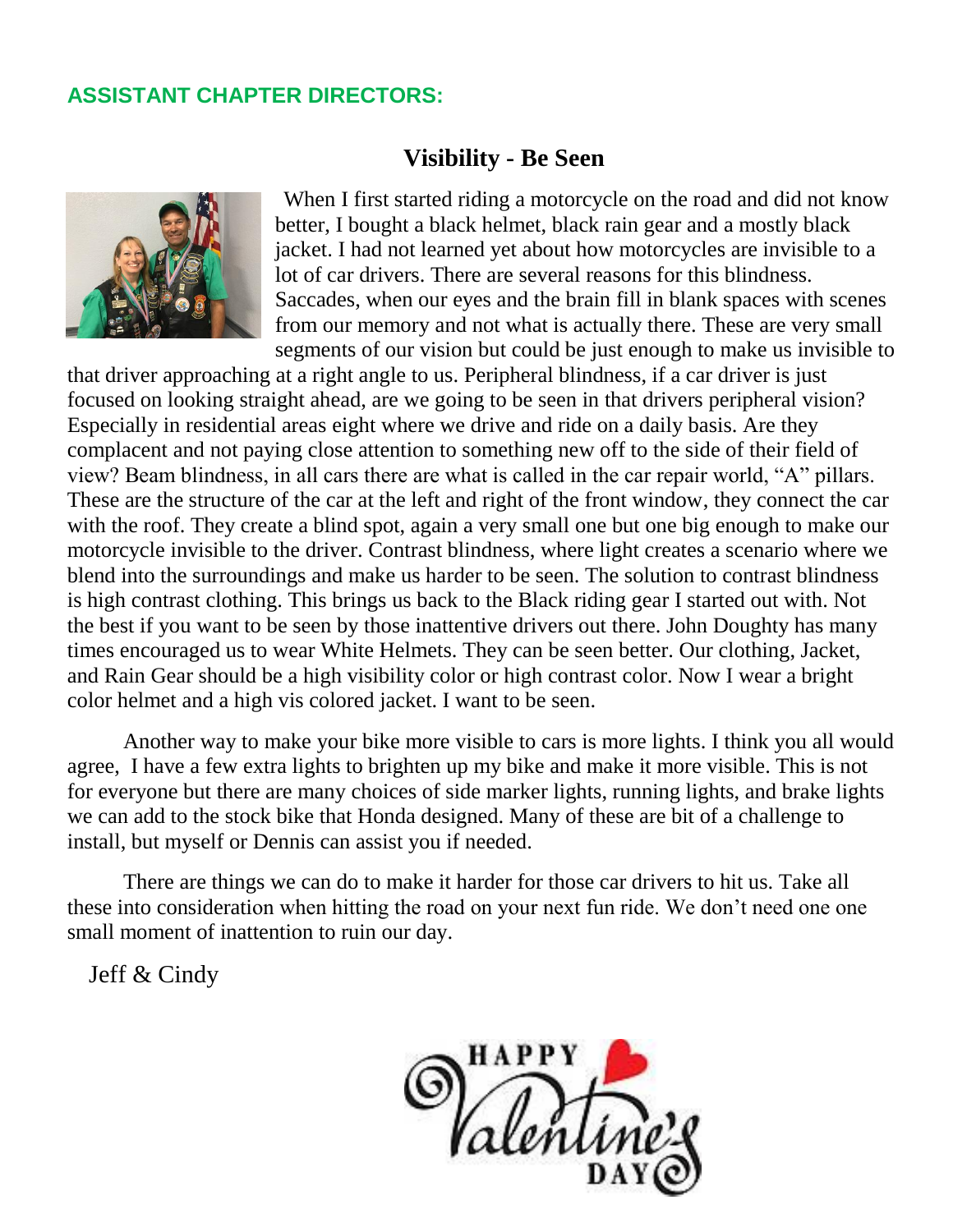## ASSISTANT CHAPTER DIRECTORS:

### Visibility - Be Seen

When I first started riding a motorcycle on the road and did not know better, I bought a black helmet, black rain gear and a mostly black jacket. I had not learned yet about how motorcycles are invisible to a lot of car drivers. There are several reasons for this blindness. Saccades, when our eyes and the brain fill in blank spaces with scenes from our memory and not what is actually there. These are very small segments of our vision but could be just enough to make us invisible to that driver approaching at a right angle to us. Peripheral blindness, if a car driver is just focused on looking straight ahead, are we going to be seen in that drivers peripheral vision? Especially in residential areas eight where we drive and ride on a daily basis. Are they complacent and not paying close attention to something new off to the side of their field of view? Beam blindness, in all cars there are what is called in the car repair world, "A" pillars. These are the structure of the car at the left and right of the front window, they connect the car with the roof. They create a blind spot, again a very small one but one big enough to make our motorcycle invisible to the driver. Contrast blindness, where light creates a scenario where we blend into the surroundings and make us harder to be seen. The solution to contrast blindness is high contrast clothing. This brings us back to the Black riding gear I started out with. Not the best if you want to be seen by those inattentive drivers out there. John Doughty has many times encouraged us to wear White Helmets. They can be seen better. Our clothing, Jacket, and Rain Gear should be a high visibility color or high contrast color. Now I wear a bright color helmet and a high vis colored jacket. I want to be seen.

Another way to make your bike more visible to cars is more lights. I think you all would agree, I have a few extra lights to brighten up my bike and make it more visible. This is not for everyone but there are many choices of side marker lights, running lights, and brake lights we can add to the stock bike that Honda designed. Many of these are bit of a challenge to install, but myself or Dennis can assist you if needed.

There are things we can do to make it harder for those car drivers to hit us. Take all these into consideration when hitting the road on your next fun ride. We don't need one one small moment of inattention to ruin our day.

Jeff & Cindy

HAPPY Valentine's DAY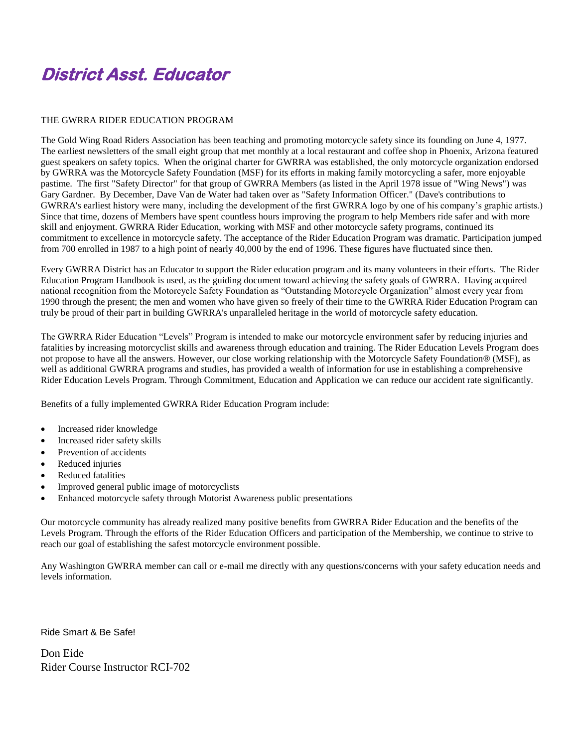# District Asst. Educator

THE GWRRA RIDER EDUCATION PROGRAM

The Gold Wing Road Riders Association has been teaching and promoting motorcycle safety since its founding on June 4, 1977. The earliest newsletters of the small eight group that met monthly at a local restaurant and coffee shop in Phoenix, Arizona featured guest speakers on safety topics. When the original charter for GWRRA was established, the only motorcycle organization endorsed by GWRRA was the Motorcycle Safety Foundation (MSF) for its efforts in making family motorcycling a safer, more enjoyable pastime. The first "Safety Director" for that group of GWRRA Members (as listed in the April 1978 issue of "Wing News") was Gary Gardner. By December, Dave Van de Water had taken over as "Safety Information Officer." (Dave's contributions to GWRRA's earliest history were many, including the development of the first GWRRA logo by one of his company's graphic artists.) Since that time, dozens of Members have spent countless hours improving the program to help Members ride safer and with more skill and enjoyment. GWRRA Rider Education, working with MSF and other motorcycle safety programs, continued its commitment to excellence in motorcycle safety. The acceptance of the Rider Education Program was dramatic. Participation jumped from 700 enrolled in 1987 to a high point of nearly 40,000 by the end of 1996. These figures have fluctuated since then.

Every GWRRA District has an Educator to support the Rider education program and its many volunteers in their efforts. The Rider Education Program Handbook is used, as the guiding document toward achieving the safety goals of GWRRA. Having acquired national recognition from the Motorcycle Safety Foundation as "Outstanding Motorcycle Organization" almost every year from 1990 through the present; the men and women who have given so freely of their time to the GWRRA Rider Education Program can truly be proud of their part in building GWRRA's unparalleled heritage in the world of motorcycle safety education.

The GWRRA Rider Education "Levels" Program is intended to make our motorcycle environment safer by reducing injuries and fatalities by increasing motorcyclist skills and awareness through education and training. The Rider Education Levels Program does not propose to have all the answers. However, our close working relationship with the Motorcycle Safety Foundation® (MSF), as well as additional GWRRA programs and studies, has provided a wealth of information for use in establishing a comprehensive Rider Education Levels Program. Through Commitment, Education and Application we can reduce our accident rate significantly.

Benefits of a fully implemented GWRRA Rider Education Program include:

- Increased rider knowledge
- Increased rider safety skills
- Prevention of accidents
- Reduced injuries
- Reduced fatalities
- Improved general public image of motorcyclists
- Enhanced motorcycle safety through Motorist Awareness public presentations

Our motorcycle community has already realized many positive benefits from GWRRA Rider Education and the benefits of the Levels Program. Through the efforts of the Rider Education Officers and participation of the Membership, we continue to strive to reach our goal of establishing the safest motorcycle environment possible.

Any Washington GWRRA member can call or e-mail me directly with any questions/concerns with your safety education needs and levels information.

Ride Smart & Be Safe!

Don Eide
Rider Course Instructor RCI-702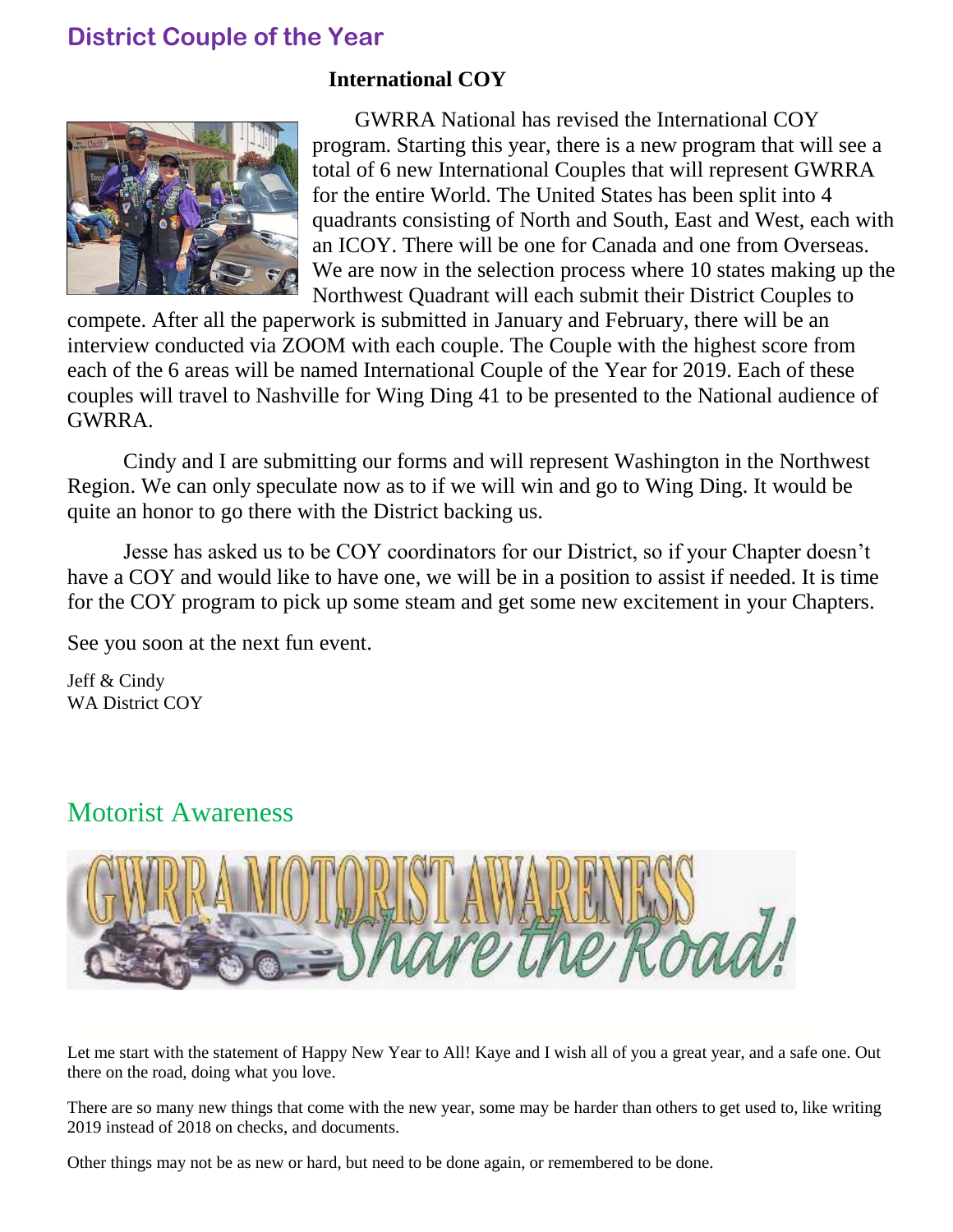## District Couple of the Year

### International COY

GWRRA National has revised the International COY program. Starting this year, there is a new program that will see a total of 6 new International Couples that will represent GWRRA for the entire World. The United States has been split into 4 quadrants consisting of North and South, East and West, each with an ICOY. There will be one for Canada and one from Overseas. We are now in the selection process where 10 states making up the Northwest Quadrant will each submit their District Couples to compete. After all the paperwork is submitted in January and February, there will be an interview conducted via ZOOM with each couple. The Couple with the highest score from each of the 6 areas will be named International Couple of the Year for 2019. Each of these couples will travel to Nashville for Wing Ding 41 to be presented to the National audience of GWRRA.

Cindy and I are submitting our forms and will represent Washington in the Northwest Region. We can only speculate now as to if we will win and go to Wing Ding. It would be quite an honor to go there with the District backing us.

Jesse has asked us to be COY coordinators for our District, so if your Chapter doesn't have a COY and would like to have one, we will be in a position to assist if needed. It is time for the COY program to pick up some steam and get some new excitement in your Chapters.

See you soon at the next fun event.

Jeff & Cindy
WA District COY

## Motorist Awareness

Let me start with the statement of Happy New Year to All! Kaye and I wish all of you a great year, and a safe one. Out there on the road, doing what you love.

There are so many new things that come with the new year, some may be harder than others to get used to, like writing 2019 instead of 2018 on checks, and documents.

Other things may not be as new or hard, but need to be done again, or remembered to be done.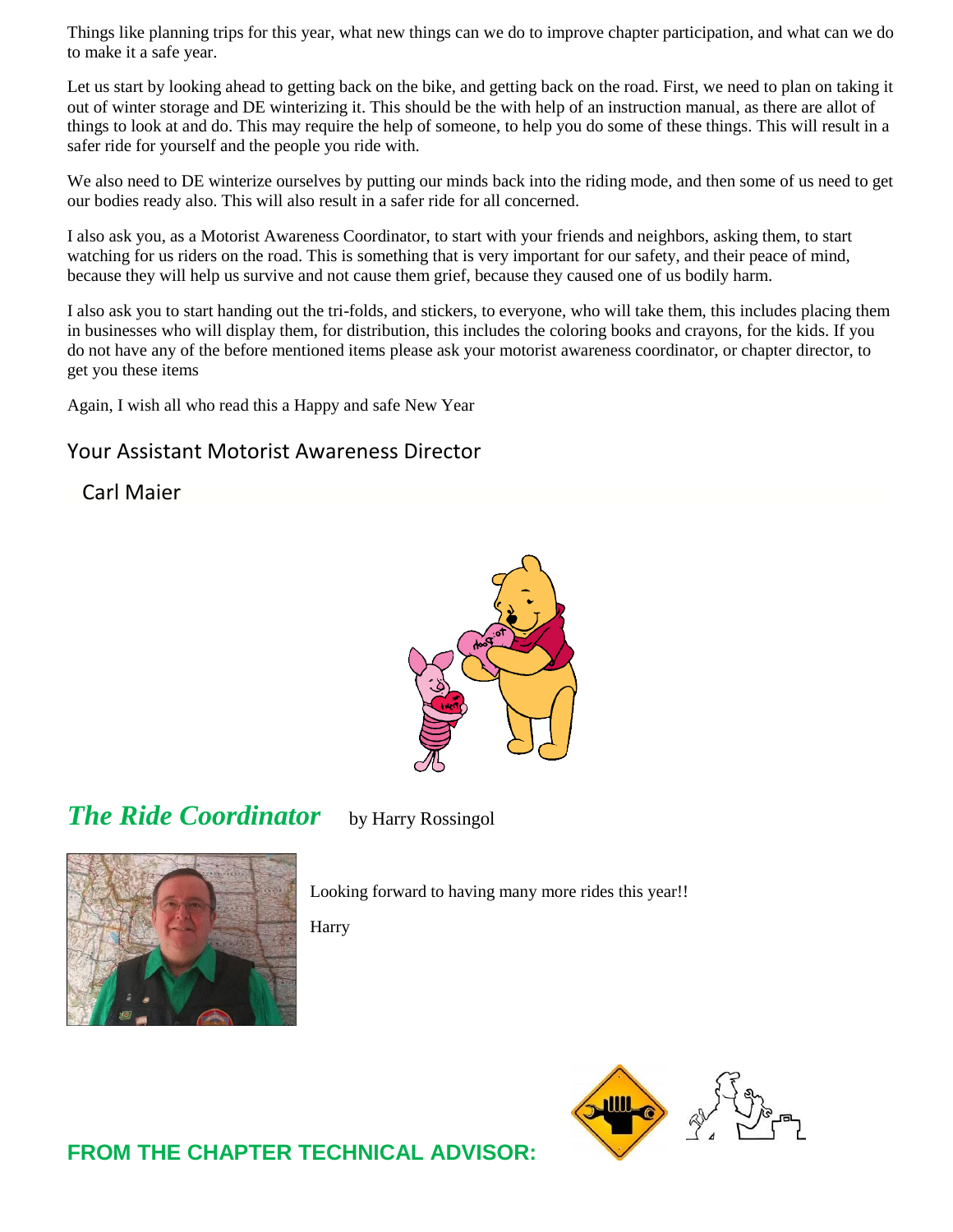Things like planning trips for this year, what new things can we do to improve chapter participation, and what can we do to make it a safe year.

Let us start by looking ahead to getting back on the bike, and getting back on the road. First, we need to plan on taking it out of winter storage and DE winterizing it. This should be the with help of an instruction manual, as there are allot of things to look at and do. This may require the help of someone, to help you do some of these things. This will result in a safer ride for yourself and the people you ride with.

We also need to DE winterize ourselves by putting our minds back into the riding mode, and then some of us need to get our bodies ready also. This will also result in a safer ride for all concerned.

I also ask you, as a Motorist Awareness Coordinator, to start with your friends and neighbors, asking them, to start watching for us riders on the road. This is something that is very important for our safety, and their peace of mind, because they will help us survive and not cause them grief, because they caused one of us bodily harm.

I also ask you to start handing out the tri-folds, and stickers, to everyone, who will take them, this includes placing them in businesses who will display them, for distribution, this includes the coloring books and crayons, for the kids. If you do not have any of the before mentioned items please ask your motorist awareness coordinator, or chapter director, to get you these items

Again, I wish all who read this a Happy and safe New Year

Your Assistant Motorist Awareness Director

Carl Maier

## *The Ride Coordinator* by Harry Rossingol

Looking forward to having many more rides this year!!

Harry

## FROM THE CHAPTER TECHNICAL ADVISOR: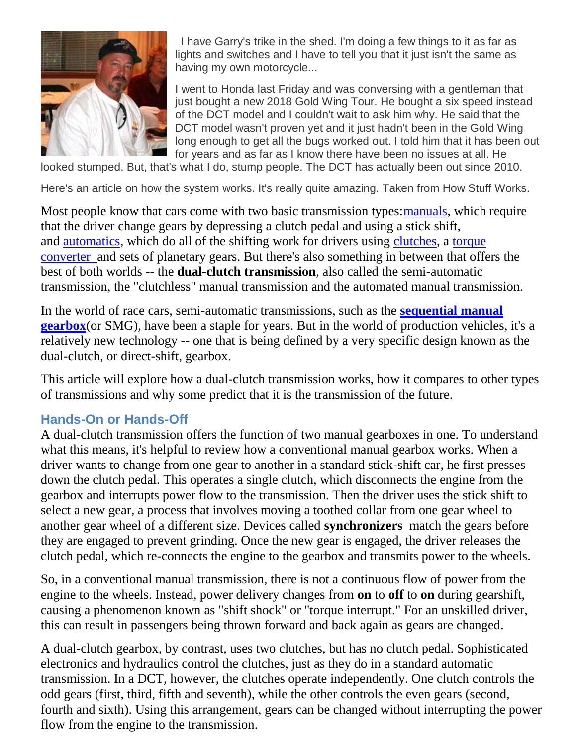I have Garry's trike in the shed. I'm doing a few things to it as far as lights and switches and I have to tell you that it just isn't the same as having my own motorcycle...

I went to Honda last Friday and was conversing with a gentleman that just bought a new 2018 Gold Wing Tour. He bought a six speed instead of the DCT model and I couldn't wait to ask him why. He said that the DCT model wasn't proven yet and it just hadn't been in the Gold Wing long enough to get all the bugs worked out. I told him that it has been out for years and as far as I know there have been no issues at all. He looked stumped. But, that's what I do, stump people. The DCT has actually been out since 2010.

Here's an article on how the system works. It's really quite amazing. Taken from How Stuff Works.

Most people know that cars come with two basic transmission types: manuals, which require that the driver change gears by depressing a clutch pedal and using a stick shift, and automatics, which do all of the shifting work for drivers using clutches, a torque converter and sets of planetary gears. But there's also something in between that offers the best of both worlds -- the **dual-clutch transmission**, also called the semi-automatic transmission, the "clutchless" manual transmission and the automated manual transmission.

In the world of race cars, semi-automatic transmissions, such as the **sequential manual gearbox** (or SMG), have been a staple for years. But in the world of production vehicles, it's a relatively new technology -- one that is being defined by a very specific design known as the dual-clutch, or direct-shift, gearbox.

This article will explore how a dual-clutch transmission works, how it compares to other types of transmissions and why some predict that it is the transmission of the future.

## Hands-On or Hands-Off

A dual-clutch transmission offers the function of two manual gearboxes in one. To understand what this means, it's helpful to review how a conventional manual gearbox works. When a driver wants to change from one gear to another in a standard stick-shift car, he first presses down the clutch pedal. This operates a single clutch, which disconnects the engine from the gearbox and interrupts power flow to the transmission. Then the driver uses the stick shift to select a new gear, a process that involves moving a toothed collar from one gear wheel to another gear wheel of a different size. Devices called **synchronizers** match the gears before they are engaged to prevent grinding. Once the new gear is engaged, the driver releases the clutch pedal, which re-connects the engine to the gearbox and transmits power to the wheels.

So, in a conventional manual transmission, there is not a continuous flow of power from the engine to the wheels. Instead, power delivery changes from **on** to **off** to **on** during gearshift, causing a phenomenon known as "shift shock" or "torque interrupt." For an unskilled driver, this can result in passengers being thrown forward and back again as gears are changed.

A dual-clutch gearbox, by contrast, uses two clutches, but has no clutch pedal. Sophisticated electronics and hydraulics control the clutches, just as they do in a standard automatic transmission. In a DCT, however, the clutches operate independently. One clutch controls the odd gears (first, third, fifth and seventh), while the other controls the even gears (second, fourth and sixth). Using this arrangement, gears can be changed without interrupting the power flow from the engine to the transmission.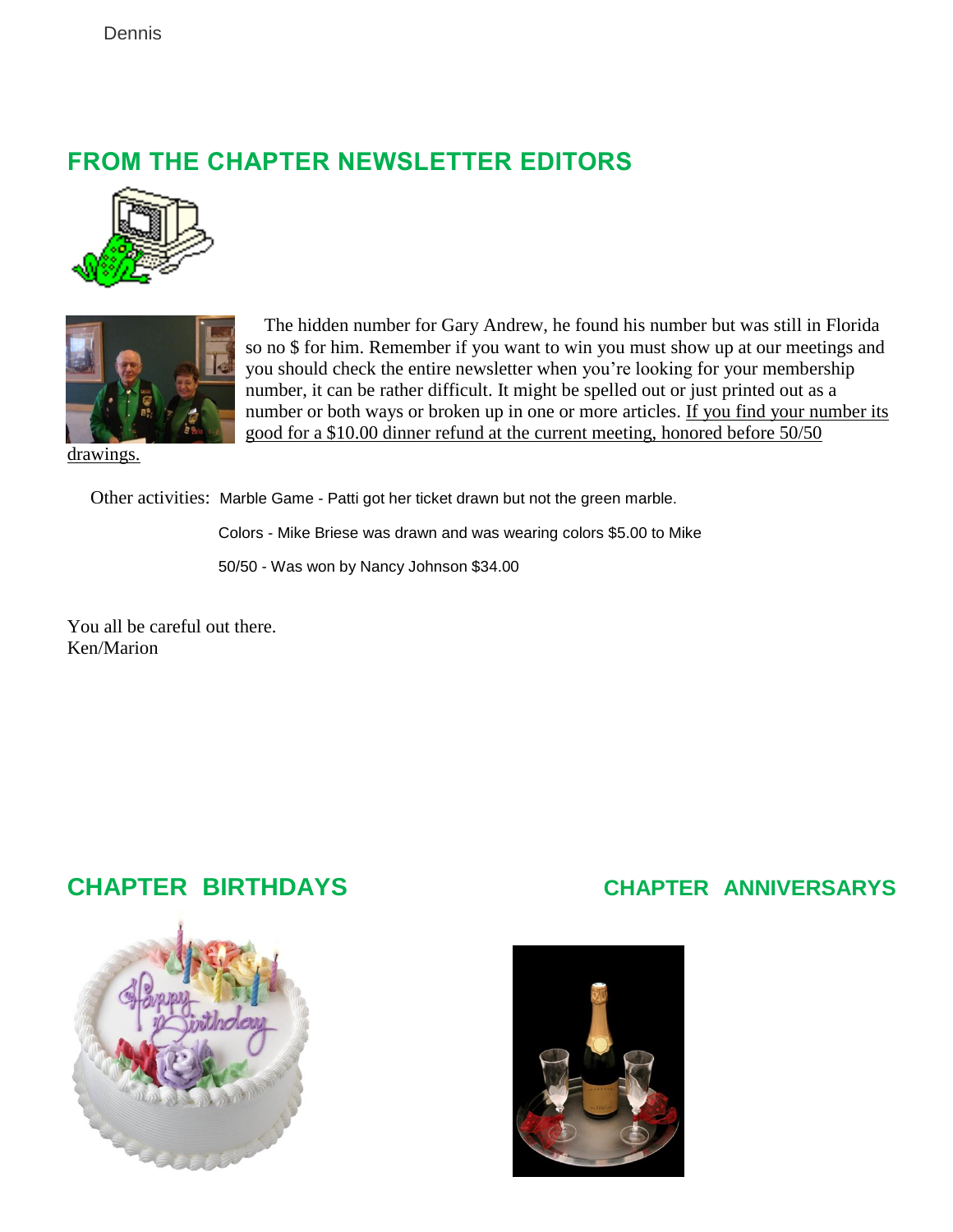Dennis

## FROM THE CHAPTER NEWSLETTER EDITORS

The hidden number for Gary Andrew, he found his number but was still in Florida so no $ for him. Remember if you want to win you must show up at our meetings and you should check the entire newsletter when you're looking for your membership number, it can be rather difficult. It might be spelled out or just printed out as a number or both ways or broken up in one or more articles. If you find your number its good for a $10.00 dinner refund at the current meeting, honored before 50/50 drawings.

Other activities: Marble Game - Patti got her ticket drawn but not the green marble.

Colors - Mike Briese was drawn and was wearing colors $5.00 to Mike

50/50 - Was won by Nancy Johnson $34.00

You all be careful out there.
Ken/Marion

## CHAPTER BIRTHDAYS

## CHAPTER ANNIVERSARYS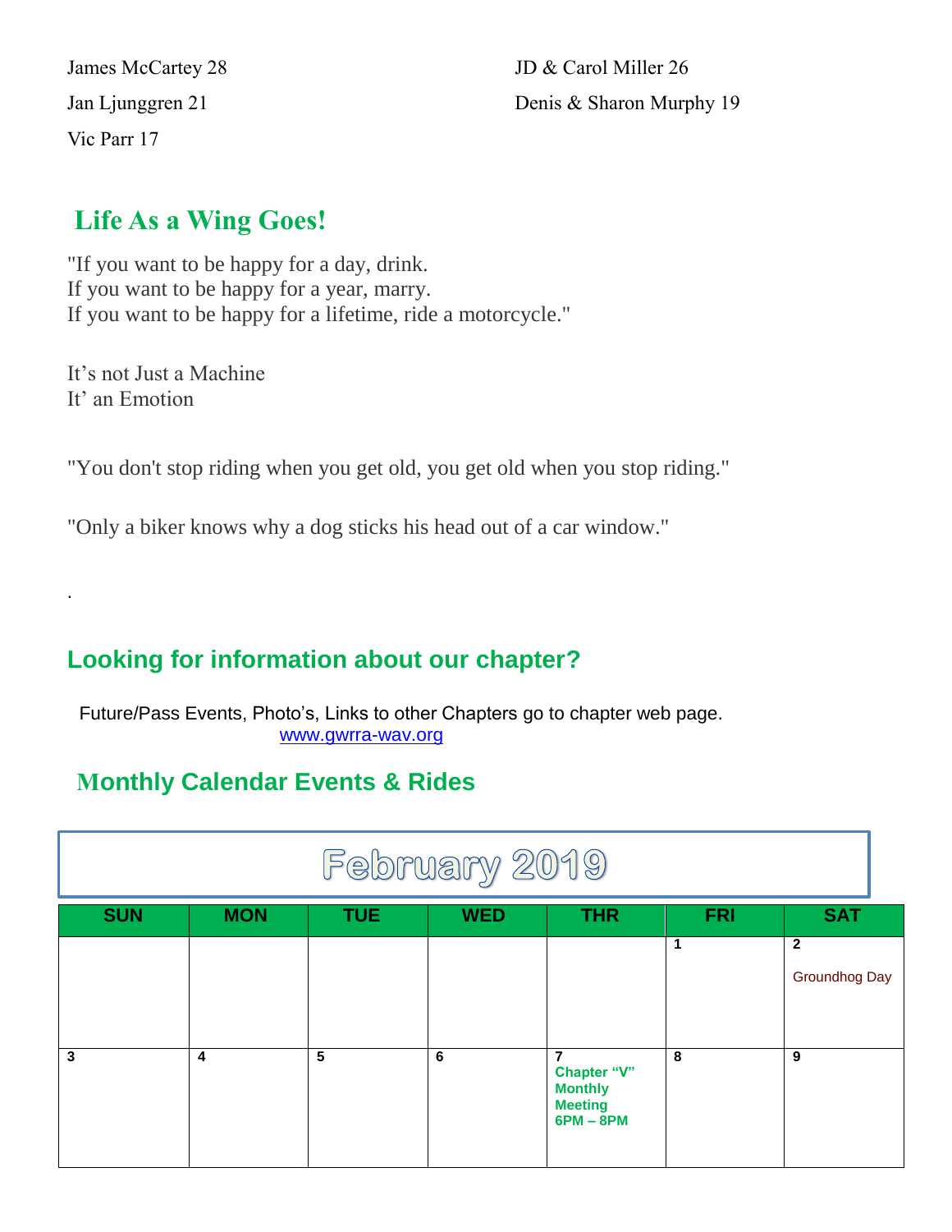James McCartey 28

Jan Ljunggren 21

Vic Parr 17

JD & Carol Miller 26

Denis & Sharon Murphy 19

## Life As a Wing Goes!

"If you want to be happy for a day, drink.
If you want to be happy for a year, marry.
If you want to be happy for a lifetime, ride a motorcycle."

It's not Just a Machine
It' an Emotion

"You don't stop riding when you get old, you get old when you stop riding."

"Only a biker knows why a dog sticks his head out of a car window."

.

## Looking for information about our chapter?

Future/Pass Events, Photo's, Links to other Chapters go to chapter web page.
www.gwrra-wav.org

## Monthly Calendar Events & Rides

**February 2019**

| SUN | MON | TUE | WED | THR | FRI | SAT |
|---|---|---|---|---|---|---|
| | | | | | 1 | 2 Groundhog Day |
| 3 | 4 | 5 | 6 | 7 Chapter "V" Monthly Meeting 6PM – 8PM | 8 | 9 |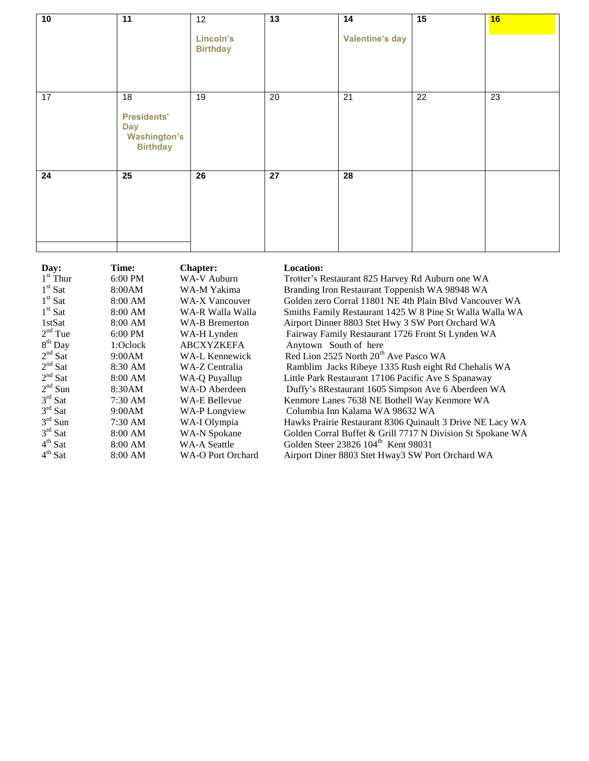| | | | | | | |
|---|---|---|---|---|---|---|
| **10** | **11** | 12<br><br>**Lincoln's Birthday** | **13** | **14**<br><br>**Valentine's day** | **15** | **16** |
| 17 | 18<br><br>**Presidents' Day Washington's Birthday** | 19 | 20 | 21 | 22 | 23 |
| **24** | **25** | **26** | **27** | **28** | | |

| **Day:** | **Time:** | **Chapter:** | **Location:** |
|---|---|---|---|
| 1st Thur | 6:00 PM | WA-V Auburn | Trotter's Restaurant 825 Harvey Rd Auburn one WA |
| 1st Sat | 8:00AM | WA-M Yakima | Branding Iron Restaurant Toppenish WA 98948 WA |
| 1st Sat | 8:00 AM | WA-X Vancouver | Golden zero Corral 11801 NE 4th Plain Blvd Vancouver WA |
| 1st Sat | 8:00 AM | WA-R Walla Walla | Smiths Family Restaurant 1425 W 8 Pine St Walla Walla WA |
| 1stSat | 8:00 AM | WA-B Bremerton | Airport Dinner 8803 Stet Hwy 3 SW Port Orchard WA |
| 2nd Tue | 6:00 PM | WA-H Lynden | Fairway Family Restaurant 1726 Front St Lynden WA |
| 8th Day | 1:Oclock | ABCXYZKEFA | Anytown South of here |
| 2nd Sat | 9:00AM | WA-L Kennewick | Red Lion 2525 North 20th Ave Pasco WA |
| 2nd Sat | 8:30 AM | WA-Z Centralia | Ramblim Jacks Ribeye 1335 Rush eight Rd Chehalis WA |
| 2nd Sat | 8:00 AM | WA-Q Puyallup | Little Park Restaurant 17106 Pacific Ave S Spanaway |
| 2nd Sun | 8:30AM | WA-D Aberdeen | Duffy's 8Restaurant 1605 Simpson Ave 6 Aberdeen WA |
| 3rd Sat | 7:30 AM | WA-E Bellevue | Kenmore Lanes 7638 NE Bothell Way Kenmore WA |
| 3rd Sat | 9:00AM | WA-P Longview | Columbia Inn Kalama WA 98632 WA |
| 3rd Sun | 7:30 AM | WA-I Olympia | Hawks Prairie Restaurant 8306 Quinault 3 Drive NE Lacy WA |
| 3rd Sat | 8:00 AM | WA-N Spokane | Golden Corral Buffet & Grill 7717 N Division St Spokane WA |
| 4th Sat | 8:00 AM | WA-A Seattle | Golden Steer 23826 104th Kent 98031 |
| 4th Sat | 8:00 AM | WA-O Port Orchard | Airport Diner 8803 Stet Hway3 SW Port Orchard WA |